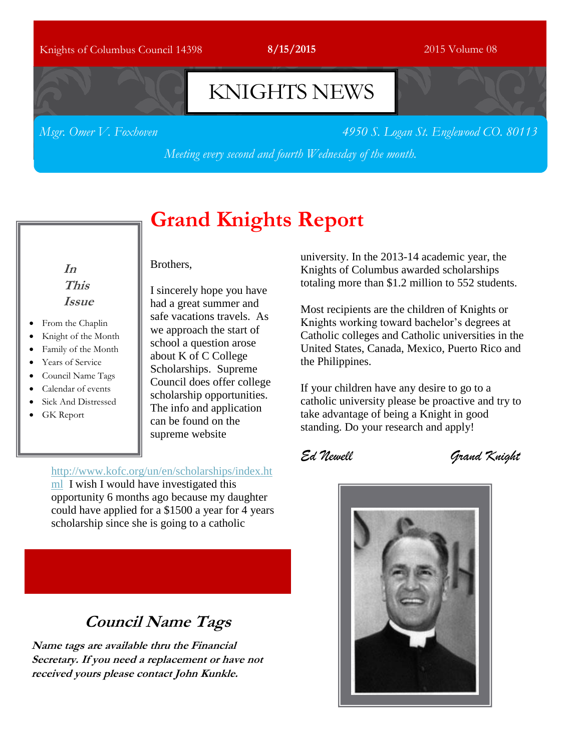Knights of Columbus Council 14398 **8/15/2015** 2015 Volume 08

# KNIGHTS NEWS

*Msgr. Omer V. Foxhoven* *4950 S. Logan St. Englewood CO. 80113*

*Meeting every second and fourth Wednesday of the month.*

***In This Issue***

- From the Chaplin
- Knight of the Month
- Family of the Month
- Years of Service
- Council Name Tags
- Calendar of events
- Sick And Distressed
- GK Report

## Grand Knights Report

Brothers,

I sincerely hope you have had a great summer and safe vacations travels. As we approach the start of school a question arose about K of C College Scholarships. Supreme Council does offer college scholarship opportunities. The info and application can be found on the supreme website

http://www.kofc.org/un/en/scholarships/index.html I wish I would have investigated this opportunity 6 months ago because my daughter could have applied for a $1500 a year for 4 years scholarship since she is going to a catholic university. In the 2013-14 academic year, the Knights of Columbus awarded scholarships totaling more than $1.2 million to 552 students.

Most recipients are the children of Knights or Knights working toward bachelor's degrees at Catholic colleges and Catholic universities in the United States, Canada, Mexico, Puerto Rico and the Philippines.

If your children have any desire to go to a catholic university please be proactive and try to take advantage of being a Knight in good standing. Do your research and apply!

*Ed Newell* *Grand Knight*

### *Council Name Tags*

***Name tags are available thru the Financial Secretary. If you need a replacement or have not received yours please contact John Kunkle.***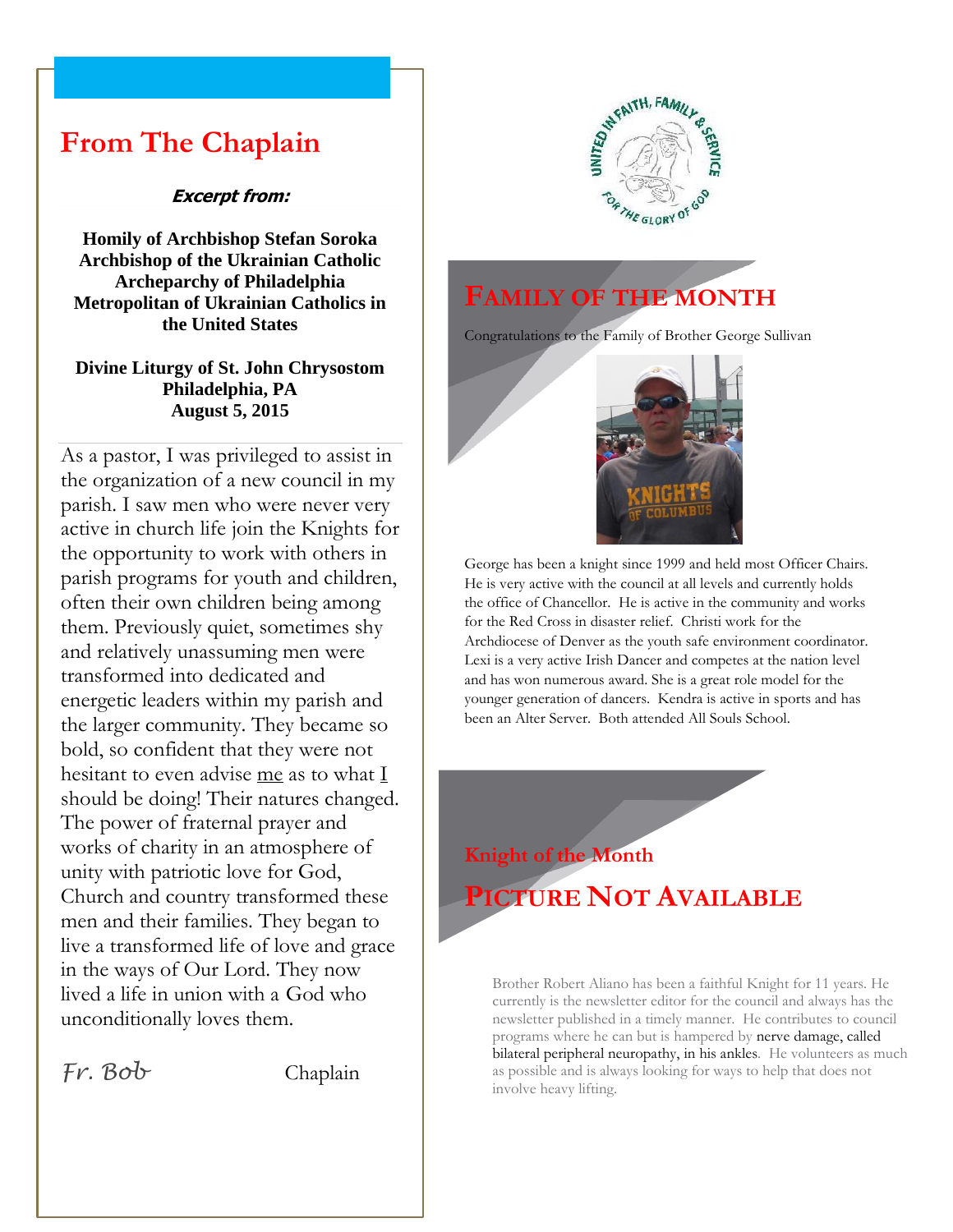## From The Chaplain

***Excerpt from:***

**Homily of Archbishop Stefan Soroka**
**Archbishop of the Ukrainian Catholic Archeparchy of Philadelphia**
**Metropolitan of Ukrainian Catholics in the United States**

**Divine Liturgy of St. John Chrysostom**
**Philadelphia, PA**
**August 5, 2015**

As a pastor, I was privileged to assist in the organization of a new council in my parish. I saw men who were never very active in church life join the Knights for the opportunity to work with others in parish programs for youth and children, often their own children being among them. Previously quiet, sometimes shy and relatively unassuming men were transformed into dedicated and energetic leaders within my parish and the larger community. They became so bold, so confident that they were not hesitant to even advise <u>me</u> as to what <u>I</u> should be doing! Their natures changed. The power of fraternal prayer and works of charity in an atmosphere of unity with patriotic love for God, Church and country transformed these men and their families. They began to live a transformed life of love and grace in the ways of Our Lord. They now lived a life in union with a God who unconditionally loves them.

*Fr. Bob* Chaplain

UNITED IN FAITH, FAMILY & SERVICE FOR THE GLORY OF GOD

## Family of the Month

Congratulations to the Family of Brother George Sullivan

George has been a knight since 1999 and held most Officer Chairs. He is very active with the council at all levels and currently holds the office of Chancellor. He is active in the community and works for the Red Cross in disaster relief. Christi work for the Archdiocese of Denver as the youth safe environment coordinator. Lexi is a very active Irish Dancer and competes at the nation level and has won numerous award. She is a great role model for the younger generation of dancers. Kendra is active in sports and has been an Alter Server. Both attended All Souls School.

## Knight of the Month

## Picture Not Available

Brother Robert Aliano has been a faithful Knight for 11 years. He currently is the newsletter editor for the council and always has the newsletter published in a timely manner. He contributes to council programs where he can but is hampered by nerve damage, called bilateral peripheral neuropathy, in his ankles. He volunteers as much as possible and is always looking for ways to help that does not involve heavy lifting.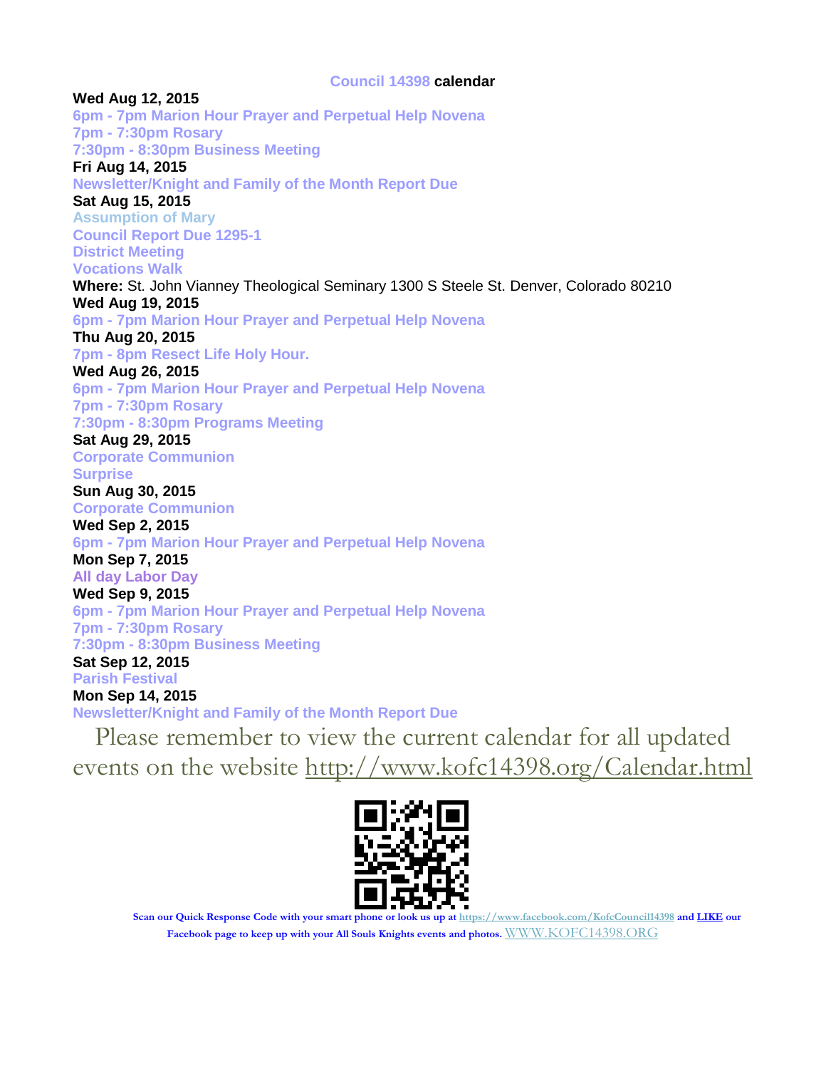## Council 14398 calendar

**Wed Aug 12, 2015**

6pm - 7pm Marion Hour Prayer and Perpetual Help Novena

7pm - 7:30pm Rosary

7:30pm - 8:30pm Business Meeting

**Fri Aug 14, 2015**

Newsletter/Knight and Family of the Month Report Due

**Sat Aug 15, 2015**

Assumption of Mary

Council Report Due 1295-1

District Meeting

Vocations Walk

**Where:** St. John Vianney Theological Seminary 1300 S Steele St. Denver, Colorado 80210

**Wed Aug 19, 2015**

6pm - 7pm Marion Hour Prayer and Perpetual Help Novena

**Thu Aug 20, 2015**

7pm - 8pm Resect Life Holy Hour.

**Wed Aug 26, 2015**

6pm - 7pm Marion Hour Prayer and Perpetual Help Novena

7pm - 7:30pm Rosary

7:30pm - 8:30pm Programs Meeting

**Sat Aug 29, 2015**

Corporate Communion

Surprise

**Sun Aug 30, 2015**

Corporate Communion

**Wed Sep 2, 2015**

6pm - 7pm Marion Hour Prayer and Perpetual Help Novena

**Mon Sep 7, 2015**

All day Labor Day

**Wed Sep 9, 2015**

6pm - 7pm Marion Hour Prayer and Perpetual Help Novena

7pm - 7:30pm Rosary

7:30pm - 8:30pm Business Meeting

**Sat Sep 12, 2015**

Parish Festival

**Mon Sep 14, 2015**

Newsletter/Knight and Family of the Month Report Due

Please remember to view the current calendar for all updated events on the website http://www.kofc14398.org/Calendar.html

**Scan our Quick Response Code with your smart phone or look us up at https://www.facebook.com/KofcCouncil14398 and LIKE our Facebook page to keep up with your All Souls Knights events and photos.** WWW.KOFC14398.ORG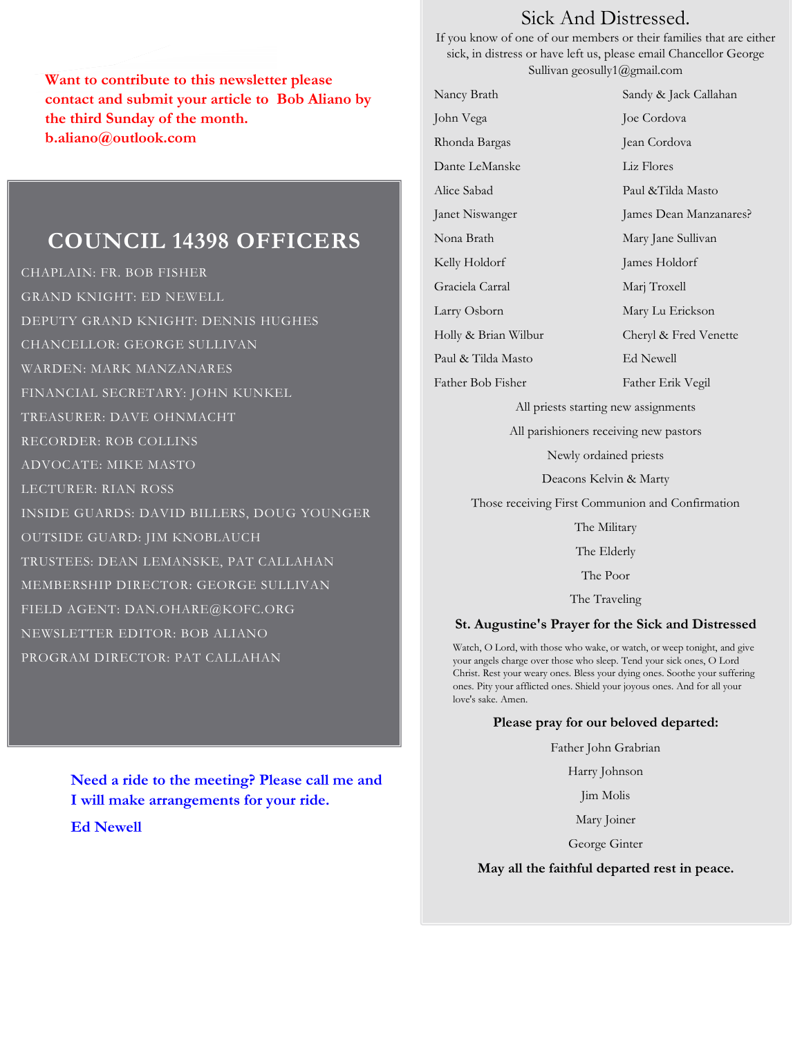**Want to contribute to this newsletter please contact and submit your article to Bob Aliano by the third Sunday of the month. b.aliano@outlook.com**

## COUNCIL 14398 OFFICERS

CHAPLAIN: FR. BOB FISHER

GRAND KNIGHT: ED NEWELL

DEPUTY GRAND KNIGHT: DENNIS HUGHES

CHANCELLOR: GEORGE SULLIVAN

WARDEN: MARK MANZANARES

FINANCIAL SECRETARY: JOHN KUNKEL

TREASURER: DAVE OHNMACHT

RECORDER: ROB COLLINS

ADVOCATE: MIKE MASTO

LECTURER: RIAN ROSS

INSIDE GUARDS: DAVID BILLERS, DOUG YOUNGER

OUTSIDE GUARD: JIM KNOBLAUCH

TRUSTEES: DEAN LEMANSKE, PAT CALLAHAN

MEMBERSHIP DIRECTOR: GEORGE SULLIVAN

FIELD AGENT: DAN.OHARE@KOFC.ORG

NEWSLETTER EDITOR: BOB ALIANO

PROGRAM DIRECTOR: PAT CALLAHAN

**Need a ride to the meeting? Please call me and I will make arrangements for your ride.**

**Ed Newell**

## Sick And Distressed.

If you know of one of our members or their families that are either sick, in distress or have left us, please email Chancellor George Sullivan geosully1@gmail.com

Nancy Brath
John Vega
Rhonda Bargas
Dante LeManske
Alice Sabad
Janet Niswanger
Nona Brath
Kelly Holdorf
Graciela Carral
Larry Osborn
Holly & Brian Wilbur
Paul & Tilda Masto
Father Bob Fisher
Sandy & Jack Callahan
Joe Cordova
Jean Cordova
Liz Flores
Paul &Tilda Masto
James Dean Manzanares?
Mary Jane Sullivan
James Holdorf
Marj Troxell
Mary Lu Erickson
Cheryl & Fred Venette
Ed Newell
Father Erik Vegil

All priests starting new assignments

All parishioners receiving new pastors

Newly ordained priests

Deacons Kelvin & Marty

Those receiving First Communion and Confirmation

The Military

The Elderly

The Poor

The Traveling

**St. Augustine's Prayer for the Sick and Distressed**

Watch, O Lord, with those who wake, or watch, or weep tonight, and give your angels charge over those who sleep. Tend your sick ones, O Lord Christ. Rest your weary ones. Bless your dying ones. Soothe your suffering ones. Pity your afflicted ones. Shield your joyous ones. And for all your love's sake. Amen.

**Please pray for our beloved departed:**

Father John Grabrian

Harry Johnson

Jim Molis

Mary Joiner

George Ginter

**May all the faithful departed rest in peace.**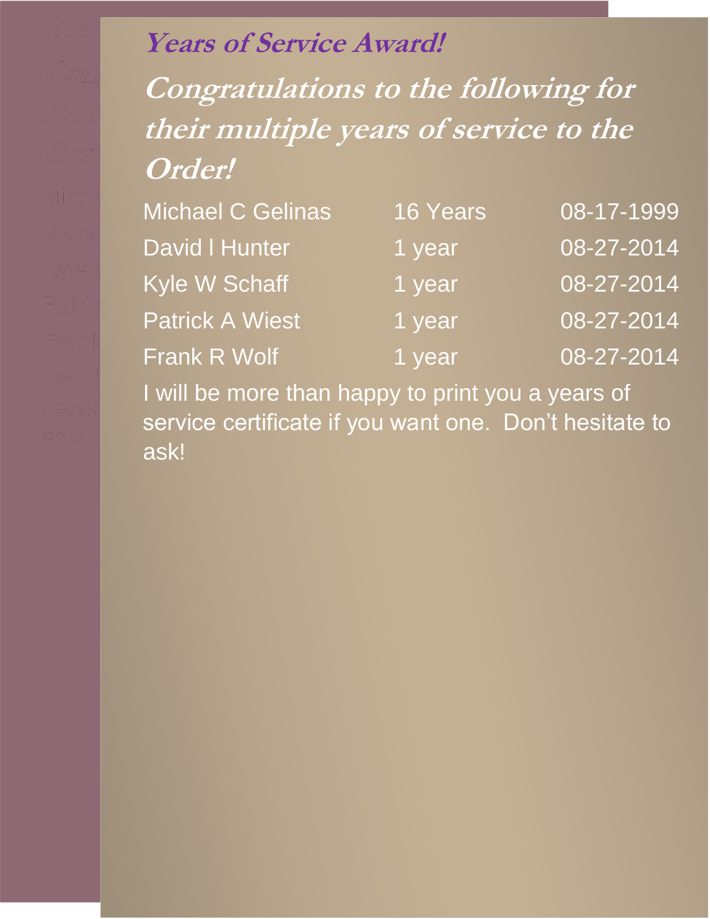## *Years of Service Award!*

### *Congratulations to the following for their multiple years of service to the Order!*

| | | |
|---|---|---|
| Michael C Gelinas | 16 Years | 08-17-1999 |
| David I Hunter | 1 year | 08-27-2014 |
| Kyle W Schaff | 1 year | 08-27-2014 |
| Patrick A Wiest | 1 year | 08-27-2014 |
| Frank R Wolf | 1 year | 08-27-2014 |

I will be more than happy to print you a years of service certificate if you want one. Don't hesitate to ask!